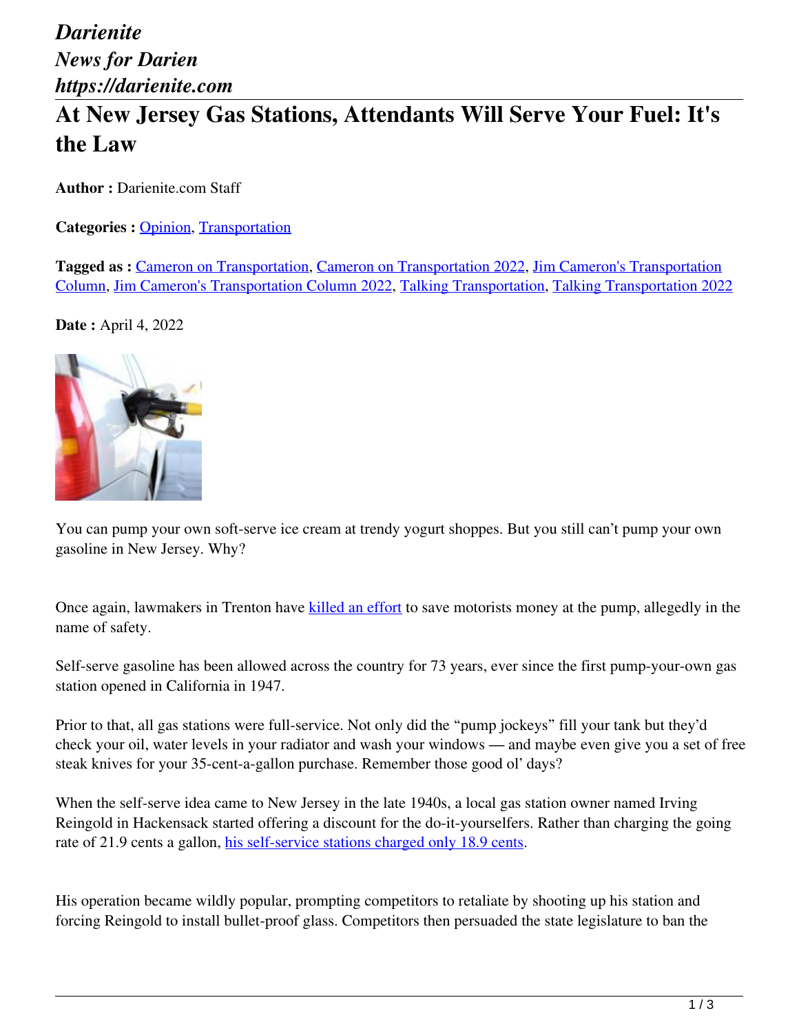*Darienite*
*News for Darien*
*https://darienite.com*

# At New Jersey Gas Stations, Attendants Will Serve Your Fuel: It's the Law

**Author :** Darienite.com Staff

**Categories :** Opinion, Transportation

**Tagged as :** Cameron on Transportation, Cameron on Transportation 2022, Jim Cameron's Transportation Column, Jim Cameron's Transportation Column 2022, Talking Transportation, Talking Transportation 2022

**Date :** April 4, 2022

You can pump your own soft-serve ice cream at trendy yogurt shoppes. But you still can't pump your own gasoline in New Jersey. Why?

Once again, lawmakers in Trenton have killed an effort to save motorists money at the pump, allegedly in the name of safety.

Self-serve gasoline has been allowed across the country for 73 years, ever since the first pump-your-own gas station opened in California in 1947.

Prior to that, all gas stations were full-service. Not only did the "pump jockeys" fill your tank but they'd check your oil, water levels in your radiator and wash your windows — and maybe even give you a set of free steak knives for your 35-cent-a-gallon purchase. Remember those good ol' days?

When the self-serve idea came to New Jersey in the late 1940s, a local gas station owner named Irving Reingold in Hackensack started offering a discount for the do-it-yourselfers. Rather than charging the going rate of 21.9 cents a gallon, his self-service stations charged only 18.9 cents.

His operation became wildly popular, prompting competitors to retaliate by shooting up his station and forcing Reingold to install bullet-proof glass. Competitors then persuaded the state legislature to ban the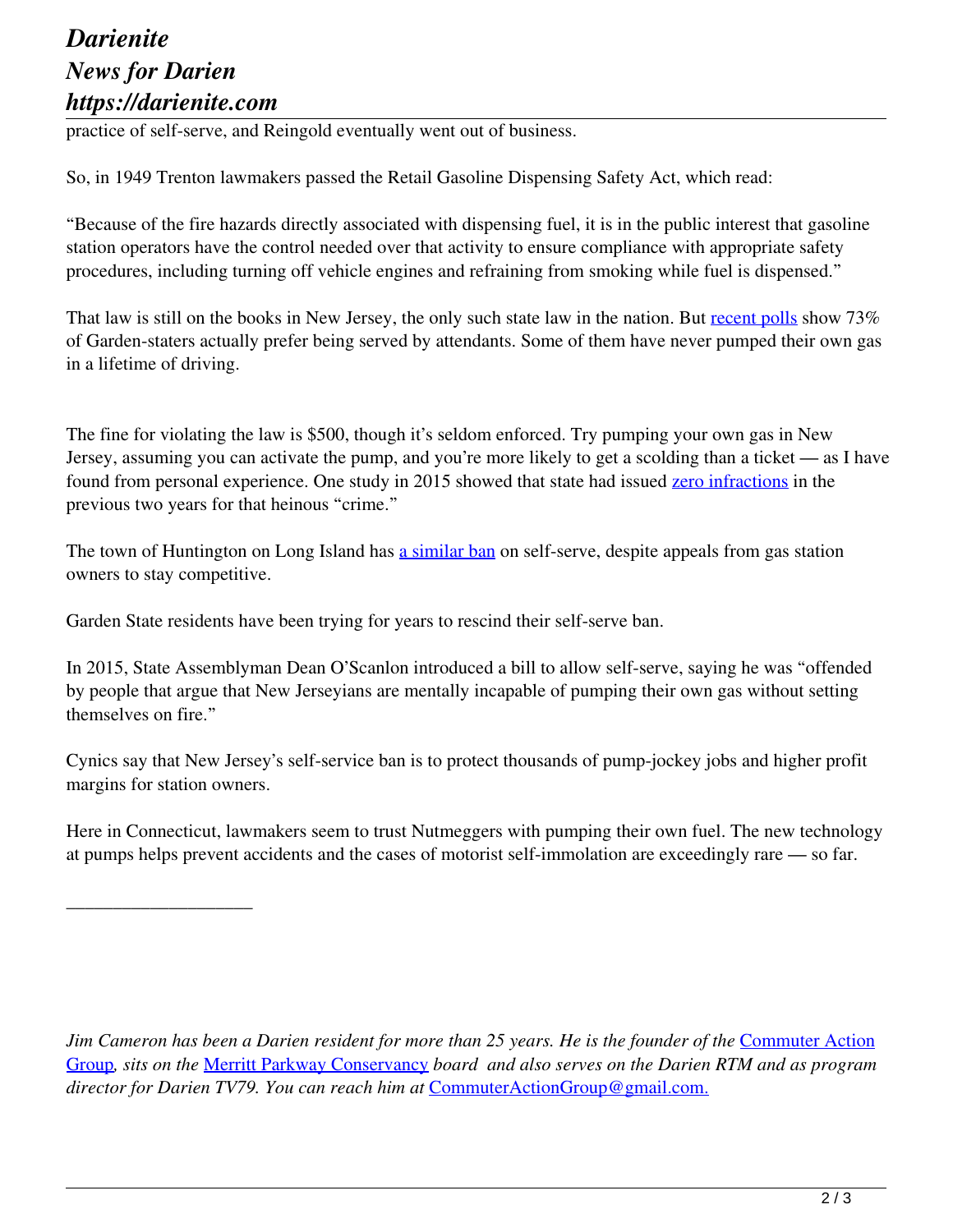practice of self-serve, and Reingold eventually went out of business.

So, in 1949 Trenton lawmakers passed the Retail Gasoline Dispensing Safety Act, which read:

"Because of the fire hazards directly associated with dispensing fuel, it is in the public interest that gasoline station operators have the control needed over that activity to ensure compliance with appropriate safety procedures, including turning off vehicle engines and refraining from smoking while fuel is dispensed."

That law is still on the books in New Jersey, the only such state law in the nation. But [recent polls](#) show 73% of Garden-staters actually prefer being served by attendants. Some of them have never pumped their own gas in a lifetime of driving.

The fine for violating the law is $500, though it's seldom enforced. Try pumping your own gas in New Jersey, assuming you can activate the pump, and you're more likely to get a scolding than a ticket — as I have found from personal experience. One study in 2015 showed that state had issued [zero infractions](#) in the previous two years for that heinous "crime."

The town of Huntington on Long Island has [a similar ban](#) on self-serve, despite appeals from gas station owners to stay competitive.

Garden State residents have been trying for years to rescind their self-serve ban.

In 2015, State Assemblyman Dean O'Scanlon introduced a bill to allow self-serve, saying he was "offended by people that argue that New Jerseyians are mentally incapable of pumping their own gas without setting themselves on fire."

Cynics say that New Jersey's self-service ban is to protect thousands of pump-jockey jobs and higher profit margins for station owners.

Here in Connecticut, lawmakers seem to trust Nutmeggers with pumping their own fuel. The new technology at pumps helps prevent accidents and the cases of motorist self-immolation are exceedingly rare — so far.

—————————————

*Jim Cameron has been a Darien resident for more than 25 years. He is the founder of the [Commuter Action Group](#), sits on the [Merritt Parkway Conservancy](#) board and also serves on the Darien RTM and as program director for Darien TV79. You can reach him at [CommuterActionGroup@gmail.com.](mailto:CommuterActionGroup@gmail.com)*